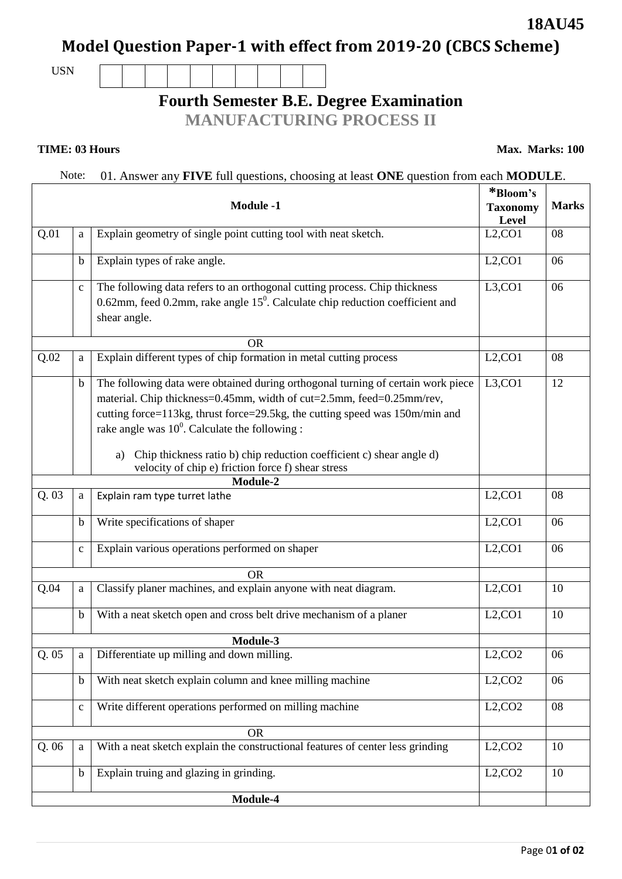**18AU45**

# Model Question Paper-1 with effect from 2019-20 (CBCS Scheme)

USN

## Fourth Semester B.E. Degree Examination

## MANUFACTURING PROCESS II

**TIME: 03 Hours** **Max. Marks: 100**

Note: 01. Answer any **FIVE** full questions, choosing at least **ONE** question from each **MODULE**.

| | | **Module -1** | ***Bloom's Taxonomy Level** | **Marks** |
|---|---|---|---|---|
| Q.01 | a | Explain geometry of single point cutting tool with neat sketch. | L2,CO1 | 08 |
| | b | Explain types of rake angle. | L2,CO1 | 06 |
| | c | The following data refers to an orthogonal cutting process. Chip thickness 0.62mm, feed 0.2mm, rake angle $15^0$. Calculate chip reduction coefficient and shear angle. | L3,CO1 | 06 |
| | | OR | | |
| Q.02 | a | Explain different types of chip formation in metal cutting process | L2,CO1 | 08 |
| | b | The following data were obtained during orthogonal turning of certain work piece material. Chip thickness=0.45mm, width of cut=2.5mm, feed=0.25mm/rev, cutting force=113kg, thrust force=29.5kg, the cutting speed was 150m/min and rake angle was $10^0$. Calculate the following : a) Chip thickness ratio b) chip reduction coefficient c) shear angle d) velocity of chip e) friction force f) shear stress | L3,CO1 | 12 |
| | | **Module-2** | | |
| Q. 03 | a | Explain ram type turret lathe | L2,CO1 | 08 |
| | b | Write specifications of shaper | L2,CO1 | 06 |
| | c | Explain various operations performed on shaper | L2,CO1 | 06 |
| | | OR | | |
| Q.04 | a | Classify planer machines, and explain anyone with neat diagram. | L2,CO1 | 10 |
| | b | With a neat sketch open and cross belt drive mechanism of a planer | L2,CO1 | 10 |
| | | **Module-3** | | |
| Q. 05 | a | Differentiate up milling and down milling. | L2,CO2 | 06 |
| | b | With neat sketch explain column and knee milling machine | L2,CO2 | 06 |
| | c | Write different operations performed on milling machine | L2,CO2 | 08 |
| | | OR | | |
| Q. 06 | a | With a neat sketch explain the constructional features of center less grinding | L2,CO2 | 10 |
| | b | Explain truing and glazing in grinding. | L2,CO2 | 10 |
| | | **Module-4** | | |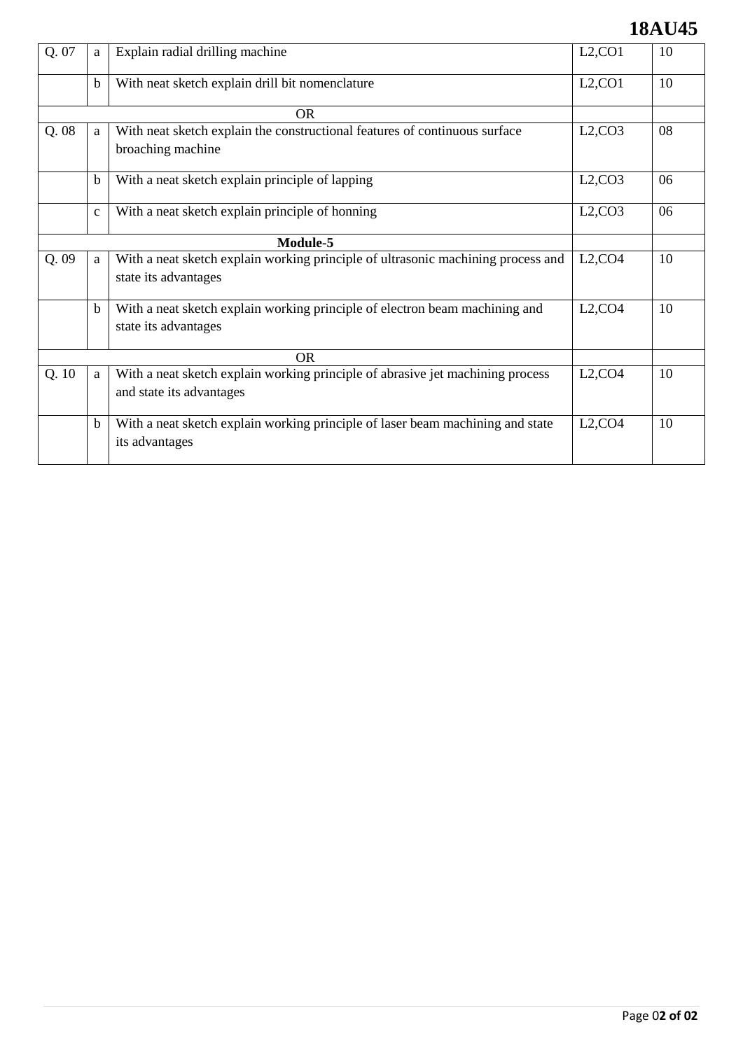| | | | | |
|---|---|---|---|---|
| Q. 07 | a | Explain radial drilling machine | L2,CO1 | 10 |
| | b | With neat sketch explain drill bit nomenclature | L2,CO1 | 10 |
| | | OR | | |
| Q. 08 | a | With neat sketch explain the constructional features of continuous surface broaching machine | L2,CO3 | 08 |
| | b | With a neat sketch explain principle of lapping | L2,CO3 | 06 |
| | c | With a neat sketch explain principle of honning | L2,CO3 | 06 |
| | | **Module-5** | | |
| Q. 09 | a | With a neat sketch explain working principle of ultrasonic machining process and state its advantages | L2,CO4 | 10 |
| | b | With a neat sketch explain working principle of electron beam machining and state its advantages | L2,CO4 | 10 |
| | | OR | | |
| Q. 10 | a | With a neat sketch explain working principle of abrasive jet machining process and state its advantages | L2,CO4 | 10 |
| | b | With a neat sketch explain working principle of laser beam machining and state its advantages | L2,CO4 | 10 |